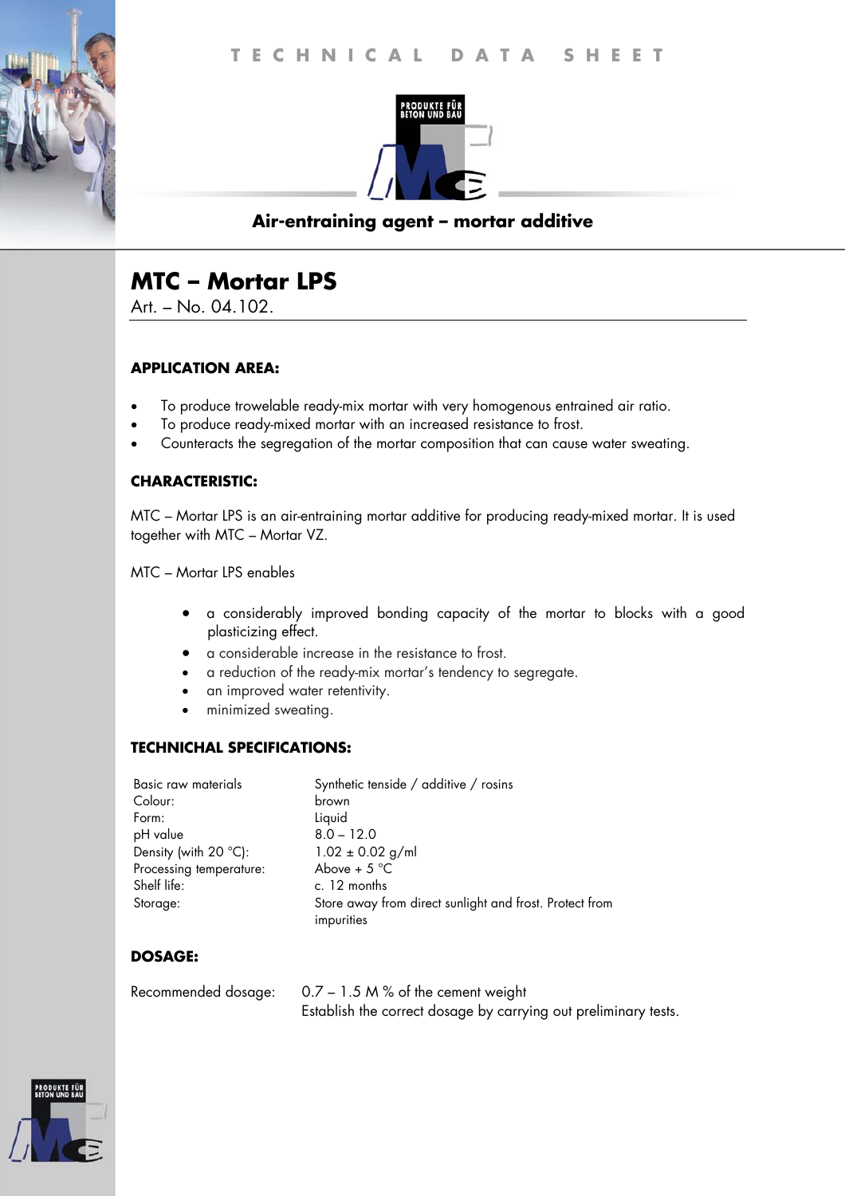TECHNICAL DATA SHEET

PRODUKTE FÜR BETON UND BAU

**Air-entraining agent – mortar additive**

# MTC – Mortar LPS

Art. – No. 04.102.

## APPLICATION AREA:

- To produce trowelable ready-mix mortar with very homogenous entrained air ratio.
- To produce ready-mixed mortar with an increased resistance to frost.
- Counteracts the segregation of the mortar composition that can cause water sweating.

## CHARACTERISTIC:

MTC – Mortar LPS is an air-entraining mortar additive for producing ready-mixed mortar. It is used together with MTC – Mortar VZ.

MTC – Mortar LPS enables

- a considerably improved bonding capacity of the mortar to blocks with a good plasticizing effect.
- a considerable increase in the resistance to frost.
- a reduction of the ready-mix mortar's tendency to segregate.
- an improved water retentivity.
- minimized sweating.

## TECHNICHAL SPECIFICATIONS:

| | |
|---|---|
| Basic raw materials | Synthetic tenside / additive / rosins |
| Colour: | brown |
| Form: | Liquid |
| pH value | 8.0 – 12.0 |
| Density (with 20 °C): | 1.02 ± 0.02 g/ml |
| Processing temperature: | Above + 5 °C |
| Shelf life: | c. 12 months |
| Storage: | Store away from direct sunlight and frost. Protect from impurities |

## DOSAGE:

| | |
|---|---|
| Recommended dosage: | 0.7 – 1.5 M % of the cement weight<br>Establish the correct dosage by carrying out preliminary tests. |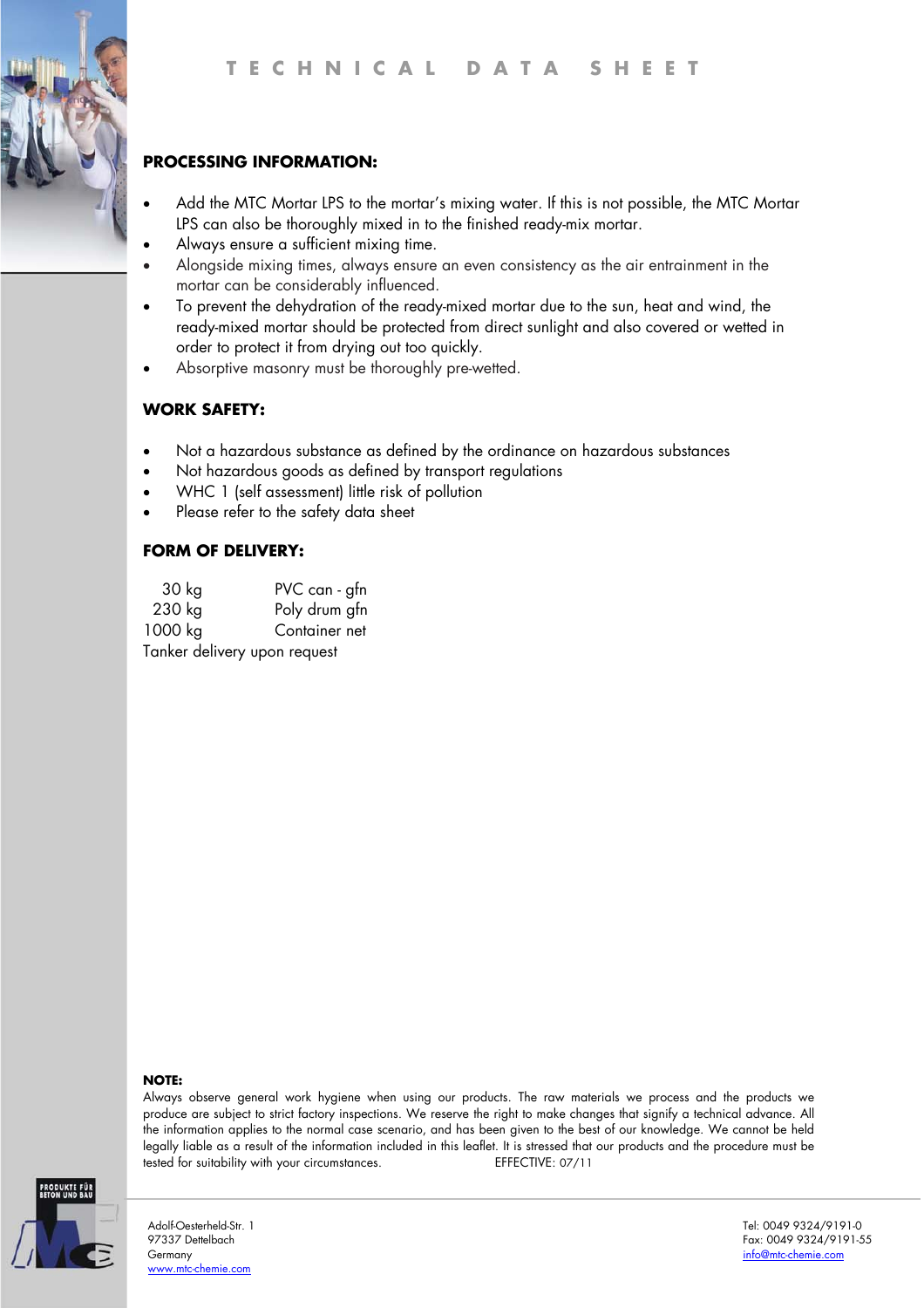## PROCESSING INFORMATION:

- Add the MTC Mortar LPS to the mortar's mixing water. If this is not possible, the MTC Mortar LPS can also be thoroughly mixed in to the finished ready-mix mortar.
- Always ensure a sufficient mixing time.
- Alongside mixing times, always ensure an even consistency as the air entrainment in the mortar can be considerably influenced.
- To prevent the dehydration of the ready-mixed mortar due to the sun, heat and wind, the ready-mixed mortar should be protected from direct sunlight and also covered or wetted in order to protect it from drying out too quickly.
- Absorptive masonry must be thoroughly pre-wetted.

## WORK SAFETY:

- Not a hazardous substance as defined by the ordinance on hazardous substances
- Not hazardous goods as defined by transport regulations
- WHC 1 (self assessment) little risk of pollution
- Please refer to the safety data sheet

## FORM OF DELIVERY:

| | |
|---|---|
| 30 kg | PVC can - gfn |
| 230 kg | Poly drum gfn |
| 1000 kg | Container net |

Tanker delivery upon request

**NOTE:**
Always observe general work hygiene when using our products. The raw materials we process and the products we produce are subject to strict factory inspections. We reserve the right to make changes that signify a technical advance. All the information applies to the normal case scenario, and has been given to the best of our knowledge. We cannot be held legally liable as a result of the information included in this leaflet. It is stressed that our products and the procedure must be tested for suitability with your circumstances. EFFECTIVE: 07/11

Adolf-Oesterheld-Str. 1
97337 Dettelbach
Germany
www.mtc-chemie.com

Tel: 0049 9324/9191-0
Fax: 0049 9324/9191-55
info@mtc-chemie.com